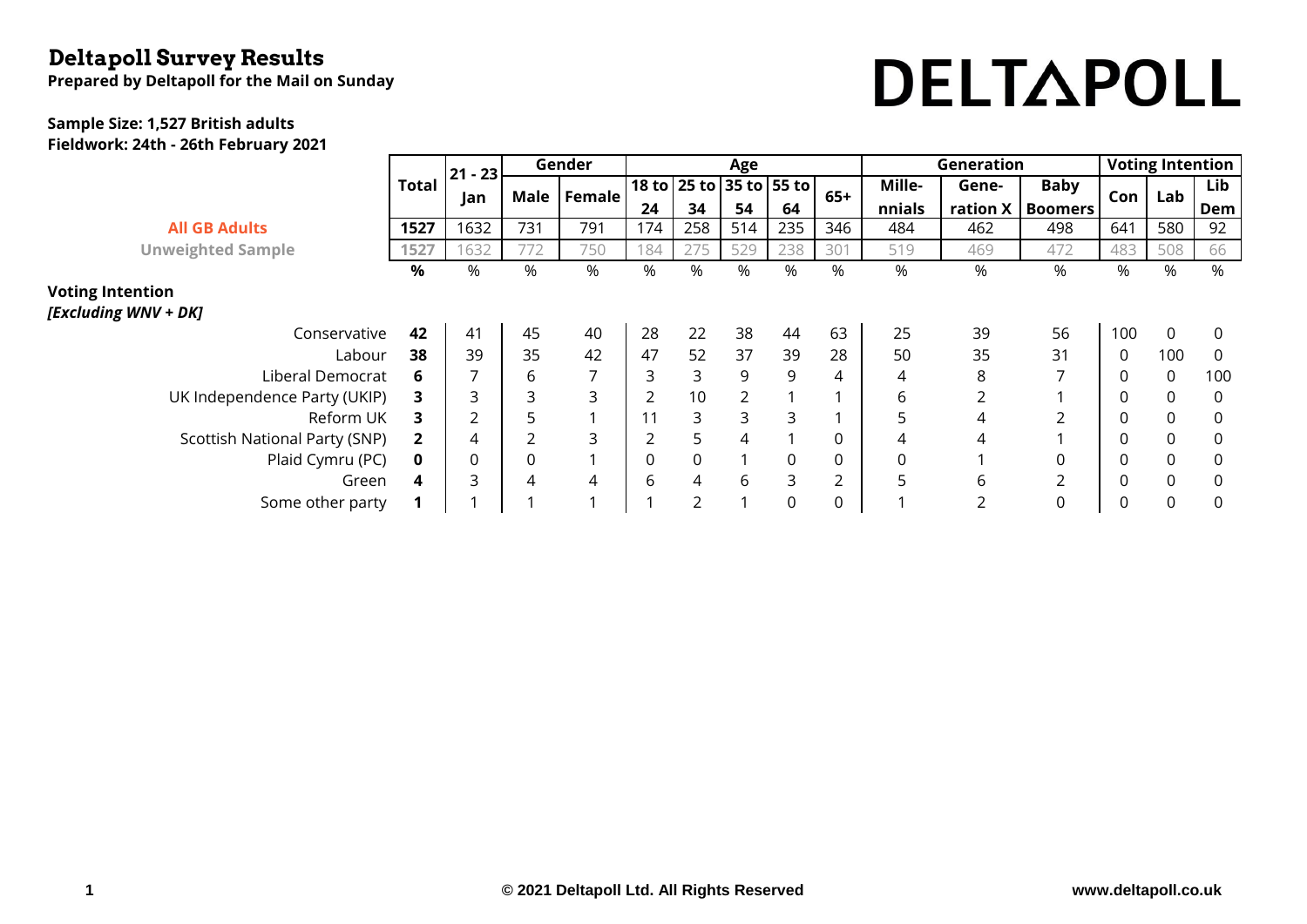# Deltapoll Survey Results

**Prepared by Deltapoll for the Mail on Sunday**

DELTAPOLL

**Sample Size: 1,527 British adults**
**Fieldwork: 24th - 26th February 2021**

| | Total | 21 - 23 Jan | Gender | | Age | | | | | Generation | | | Voting Intention | | |
|---|---|---|---|---|---|---|---|---|---|---|---|---|---|---|---|
| | | | Male | Female | 18 to 24 | 25 to 34 | 35 to 54 | 55 to 64 | 65+ | Mille-nnials | Gene-ration X | Baby Boomers | Con | Lab | Lib Dem |
| **All GB Adults** | **1527** | 1632 | 731 | 791 | 174 | 258 | 514 | 235 | 346 | 484 | 462 | 498 | 641 | 580 | 92 |
| **Unweighted Sample** | 1527 | 1632 | 772 | 750 | 184 | 275 | 529 | 238 | 301 | 519 | 469 | 472 | 483 | 508 | 66 |
| | **%** | % | % | % | % | % | % | % | % | % | % | % | % | % | % |
| **Voting Intention** ***[Excluding WNV + DK]*** | | | | | | | | | | | | | | | |
| Conservative | **42** | 41 | 45 | 40 | 28 | 22 | 38 | 44 | 63 | 25 | 39 | 56 | 100 | 0 | 0 |
| Labour | **38** | 39 | 35 | 42 | 47 | 52 | 37 | 39 | 28 | 50 | 35 | 31 | 0 | 100 | 0 |
| Liberal Democrat | **6** | 7 | 6 | 7 | 3 | 3 | 9 | 9 | 4 | 4 | 8 | 7 | 0 | 0 | 100 |
| UK Independence Party (UKIP) | **3** | 3 | 3 | 3 | 2 | 10 | 2 | 1 | 1 | 6 | 2 | 1 | 0 | 0 | 0 |
| Reform UK | **3** | 2 | 5 | 1 | 11 | 3 | 3 | 3 | 1 | 5 | 4 | 2 | 0 | 0 | 0 |
| Scottish National Party (SNP) | **2** | 4 | 2 | 3 | 2 | 5 | 4 | 1 | 0 | 4 | 4 | 1 | 0 | 0 | 0 |
| Plaid Cymru (PC) | **0** | 0 | 0 | 1 | 0 | 0 | 1 | 0 | 0 | 0 | 1 | 0 | 0 | 0 | 0 |
| Green | **4** | 3 | 4 | 4 | 6 | 4 | 6 | 3 | 2 | 5 | 6 | 2 | 0 | 0 | 0 |
| Some other party | **1** | 1 | 1 | 1 | 1 | 2 | 1 | 0 | 0 | 1 | 2 | 0 | 0 | 0 | 0 |

© 2021 Deltapoll Ltd. All Rights Reserved www.deltapoll.co.uk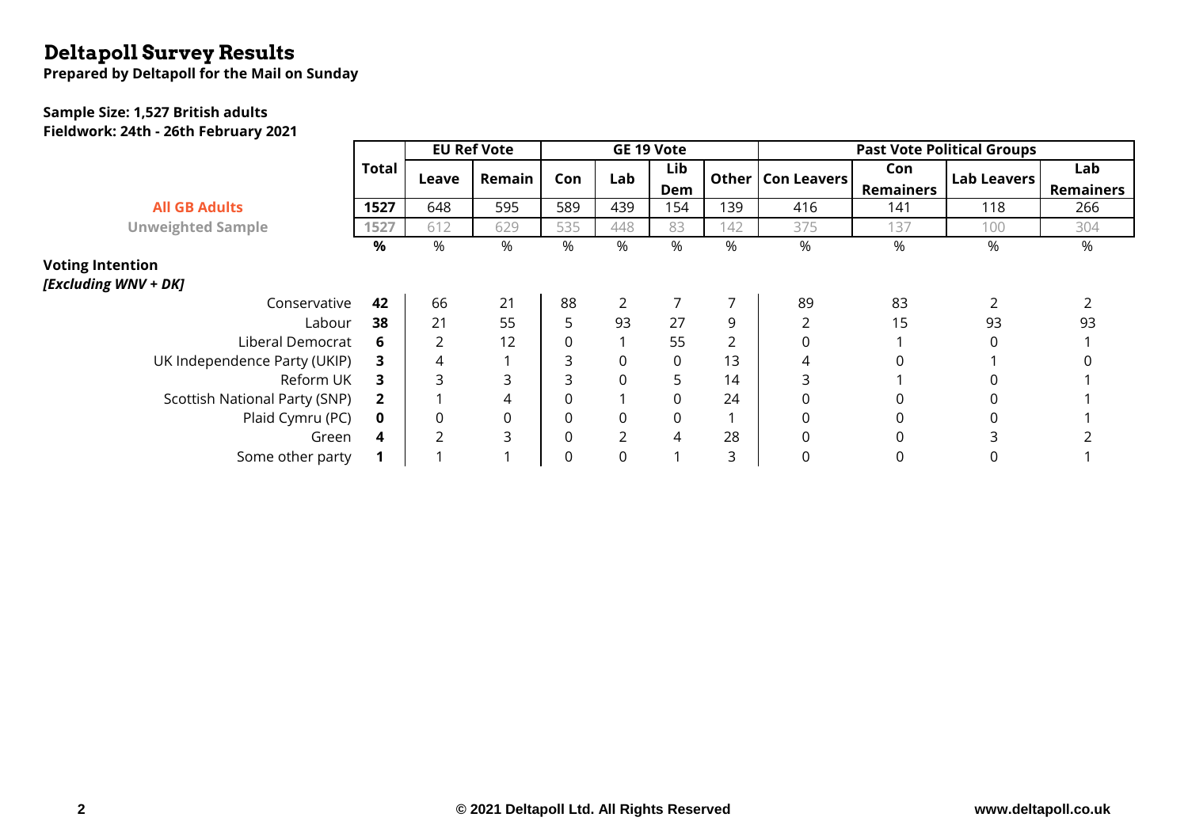# Deltapoll Survey Results

**Prepared by Deltapoll for the Mail on Sunday**

**Sample Size: 1,527 British adults**
**Fieldwork: 24th - 26th February 2021**

| | Total | EU Ref Vote | | GE 19 Vote | | | | Past Vote Political Groups | | | |
|---|---|---|---|---|---|---|---|---|---|---|---|
| | | Leave | Remain | Con | Lab | Lib Dem | Other | Con Leavers | Con Remainers | Lab Leavers | Lab Remainers |
| All GB Adults | 1527 | 648 | 595 | 589 | 439 | 154 | 139 | 416 | 141 | 118 | 266 |
| Unweighted Sample | 1527 | 612 | 629 | 535 | 448 | 83 | 142 | 375 | 137 | 100 | 304 |
| | % | % | % | % | % | % | % | % | % | % | % |
| **Voting Intention** *[Excluding WNV + DK]* | | | | | | | | | | | |
| Conservative | 42 | 66 | 21 | 88 | 2 | 7 | 7 | 89 | 83 | 2 | 2 |
| Labour | 38 | 21 | 55 | 5 | 93 | 27 | 9 | 2 | 15 | 93 | 93 |
| Liberal Democrat | 6 | 2 | 12 | 0 | 1 | 55 | 2 | 0 | 1 | 0 | 1 |
| UK Independence Party (UKIP) | 3 | 4 | 1 | 3 | 0 | 0 | 13 | 4 | 0 | 1 | 0 |
| Reform UK | 3 | 3 | 3 | 3 | 0 | 5 | 14 | 3 | 1 | 0 | 1 |
| Scottish National Party (SNP) | 2 | 1 | 4 | 0 | 1 | 0 | 24 | 0 | 0 | 0 | 1 |
| Plaid Cymru (PC) | 0 | 0 | 0 | 0 | 0 | 0 | 1 | 0 | 0 | 0 | 1 |
| Green | 4 | 2 | 3 | 0 | 2 | 4 | 28 | 0 | 0 | 3 | 2 |
| Some other party | 1 | 1 | 1 | 0 | 0 | 1 | 3 | 0 | 0 | 0 | 1 |

© 2021 Deltapoll Ltd. All Rights Reserved www.deltapoll.co.uk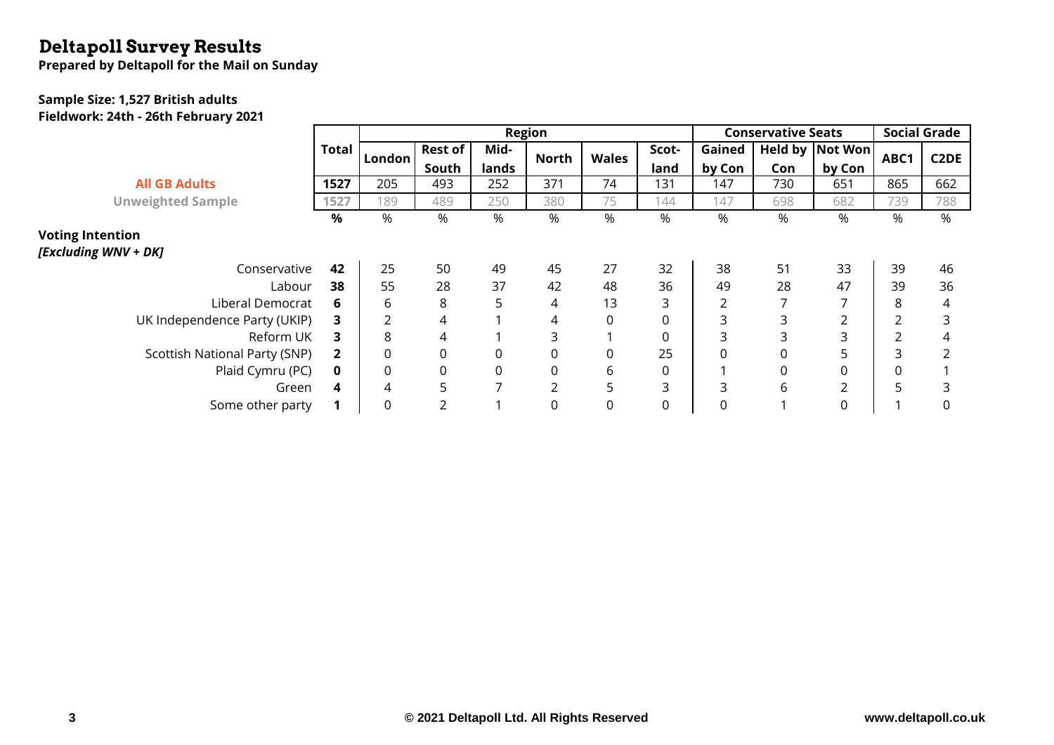## Deltapoll Survey Results

**Prepared by Deltapoll for the Mail on Sunday**

**Sample Size: 1,527 British adults**
**Fieldwork: 24th - 26th February 2021**

| | Total | Region | | | | | | Conservative Seats | | | Social Grade | |
|---|---|---|---|---|---|---|---|---|---|---|---|---|
| | | London | Rest of South | Mid-lands | North | Wales | Scot-land | Gained by Con | Held by Con | Not Won by Con | ABC1 | C2DE |
| **All GB Adults** | **1527** | 205 | 493 | 252 | 371 | 74 | 131 | 147 | 730 | 651 | 865 | 662 |
| **Unweighted Sample** | 1527 | 189 | 489 | 250 | 380 | 75 | 144 | 147 | 698 | 682 | 739 | 788 |
| | **%** | % | % | % | % | % | % | % | % | % | % | % |
| **Voting Intention** *[Excluding WNV + DK]* | | | | | | | | | | | | |
| Conservative | **42** | 25 | 50 | 49 | 45 | 27 | 32 | 38 | 51 | 33 | 39 | 46 |
| Labour | **38** | 55 | 28 | 37 | 42 | 48 | 36 | 49 | 28 | 47 | 39 | 36 |
| Liberal Democrat | **6** | 6 | 8 | 5 | 4 | 13 | 3 | 2 | 7 | 7 | 8 | 4 |
| UK Independence Party (UKIP) | **3** | 2 | 4 | 1 | 4 | 0 | 0 | 3 | 3 | 2 | 2 | 3 |
| Reform UK | **3** | 8 | 4 | 1 | 3 | 1 | 0 | 3 | 3 | 3 | 2 | 4 |
| Scottish National Party (SNP) | **2** | 0 | 0 | 0 | 0 | 0 | 25 | 0 | 0 | 5 | 3 | 2 |
| Plaid Cymru (PC) | **0** | 0 | 0 | 0 | 0 | 6 | 0 | 1 | 0 | 0 | 0 | 1 |
| Green | **4** | 4 | 5 | 7 | 2 | 5 | 3 | 3 | 6 | 2 | 5 | 3 |
| Some other party | **1** | 0 | 2 | 1 | 0 | 0 | 0 | 0 | 1 | 0 | 1 | 0 |

© 2021 Deltapoll Ltd. All Rights Reserved

www.deltapoll.co.uk